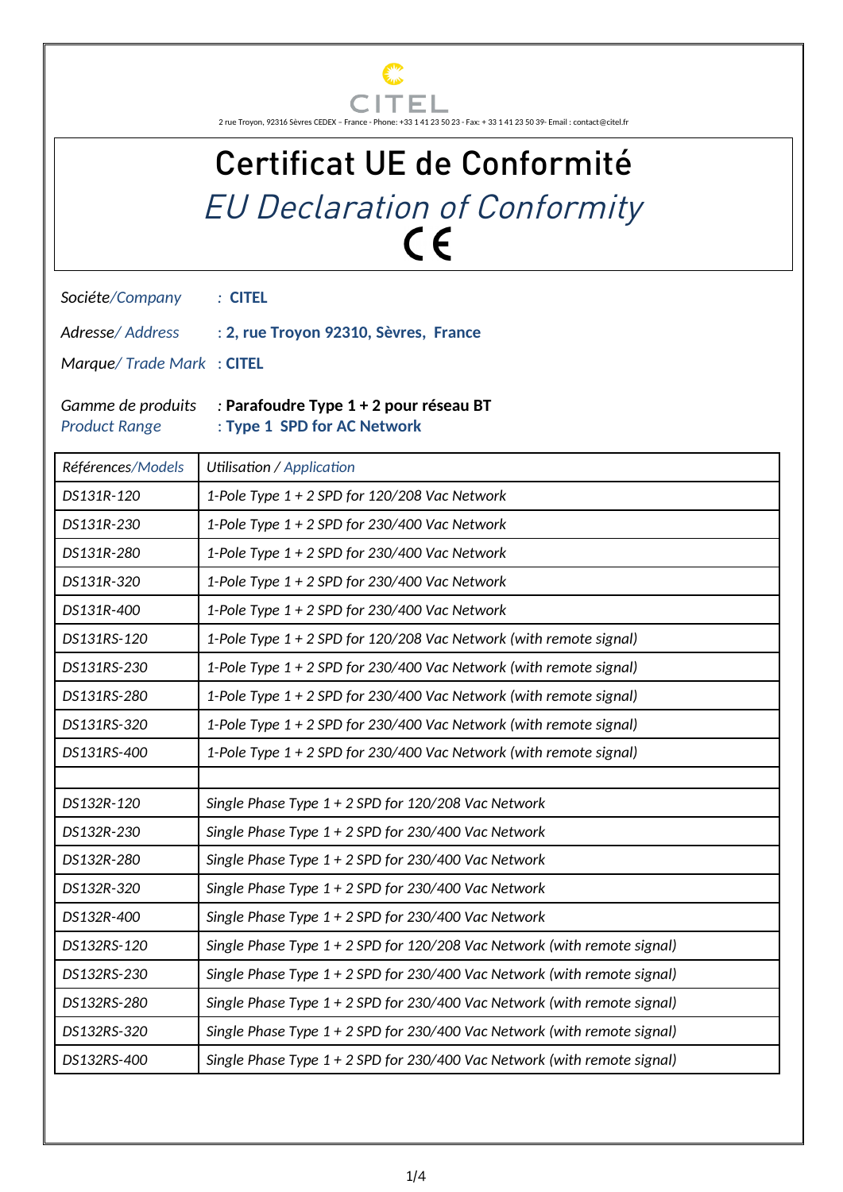CITEL

2 rue Troyon, 92316 Sèvres CEDEX – France - Phone: +33 1 41 23 50 23 - Fax: + 33 1 41 23 50 39- Email : contact@citel.fr

# Certificat UE de Conformité

## *EU Declaration of Conformity*

CE

*Sociéte/Company* : **CITEL**

*Adresse/ Address* : **2, rue Troyon 92310, Sèvres, France**

*Marque/ Trade Mark* : **CITEL**

*Gamme de produits* : **Parafoudre Type 1 + 2 pour réseau BT**
*Product Range* : **Type 1 SPD for AC Network**

| *Références/Models* | *Utilisation / Application* |
|---|---|
| *DS131R-120* | *1-Pole Type 1 + 2 SPD for 120/208 Vac Network* |
| *DS131R-230* | *1-Pole Type 1 + 2 SPD for 230/400 Vac Network* |
| *DS131R-280* | *1-Pole Type 1 + 2 SPD for 230/400 Vac Network* |
| *DS131R-320* | *1-Pole Type 1 + 2 SPD for 230/400 Vac Network* |
| *DS131R-400* | *1-Pole Type 1 + 2 SPD for 230/400 Vac Network* |
| *DS131RS-120* | *1-Pole Type 1 + 2 SPD for 120/208 Vac Network (with remote signal)* |
| *DS131RS-230* | *1-Pole Type 1 + 2 SPD for 230/400 Vac Network (with remote signal)* |
| *DS131RS-280* | *1-Pole Type 1 + 2 SPD for 230/400 Vac Network (with remote signal)* |
| *DS131RS-320* | *1-Pole Type 1 + 2 SPD for 230/400 Vac Network (with remote signal)* |
| *DS131RS-400* | *1-Pole Type 1 + 2 SPD for 230/400 Vac Network (with remote signal)* |
| | |
| *DS132R-120* | *Single Phase Type 1 + 2 SPD for 120/208 Vac Network* |
| *DS132R-230* | *Single Phase Type 1 + 2 SPD for 230/400 Vac Network* |
| *DS132R-280* | *Single Phase Type 1 + 2 SPD for 230/400 Vac Network* |
| *DS132R-320* | *Single Phase Type 1 + 2 SPD for 230/400 Vac Network* |
| *DS132R-400* | *Single Phase Type 1 + 2 SPD for 230/400 Vac Network* |
| *DS132RS-120* | *Single Phase Type 1 + 2 SPD for 120/208 Vac Network (with remote signal)* |
| *DS132RS-230* | *Single Phase Type 1 + 2 SPD for 230/400 Vac Network (with remote signal)* |
| *DS132RS-280* | *Single Phase Type 1 + 2 SPD for 230/400 Vac Network (with remote signal)* |
| *DS132RS-320* | *Single Phase Type 1 + 2 SPD for 230/400 Vac Network (with remote signal)* |
| *DS132RS-400* | *Single Phase Type 1 + 2 SPD for 230/400 Vac Network (with remote signal)* |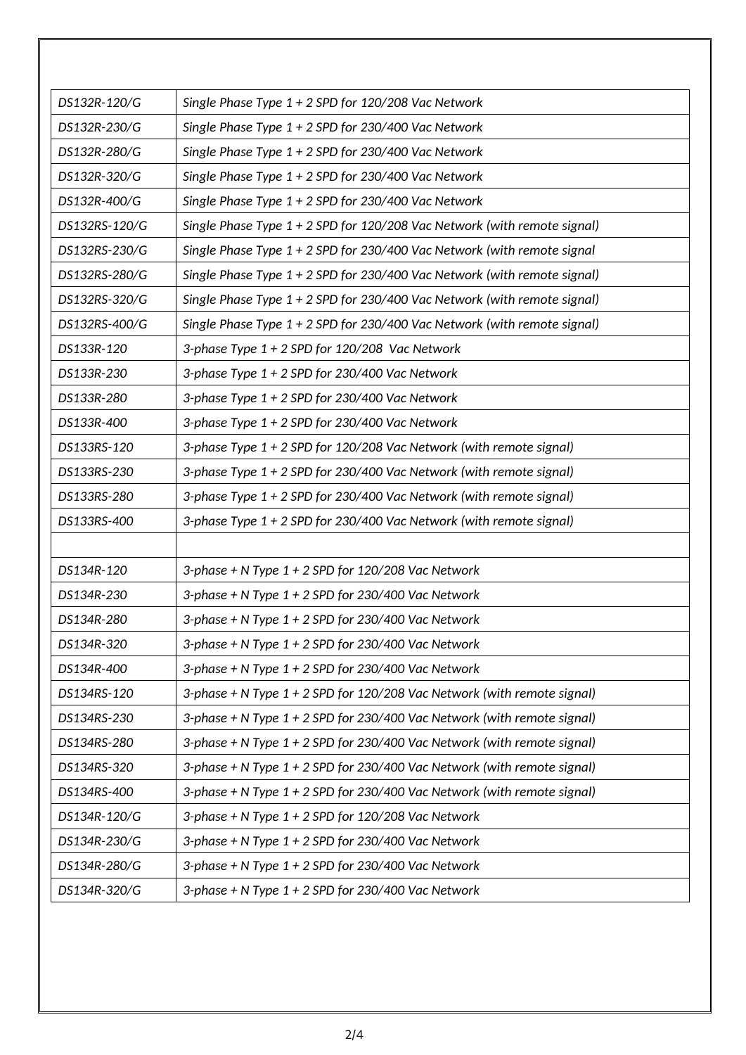| DS132R-120/G | Single Phase Type 1 + 2 SPD for 120/208 Vac Network |
|---|---|
| DS132R-230/G | Single Phase Type 1 + 2 SPD for 230/400 Vac Network |
| DS132R-280/G | Single Phase Type 1 + 2 SPD for 230/400 Vac Network |
| DS132R-320/G | Single Phase Type 1 + 2 SPD for 230/400 Vac Network |
| DS132R-400/G | Single Phase Type 1 + 2 SPD for 230/400 Vac Network |
| DS132RS-120/G | Single Phase Type 1 + 2 SPD for 120/208 Vac Network (with remote signal) |
| DS132RS-230/G | Single Phase Type 1 + 2 SPD for 230/400 Vac Network (with remote signal |
| DS132RS-280/G | Single Phase Type 1 + 2 SPD for 230/400 Vac Network (with remote signal) |
| DS132RS-320/G | Single Phase Type 1 + 2 SPD for 230/400 Vac Network (with remote signal) |
| DS132RS-400/G | Single Phase Type 1 + 2 SPD for 230/400 Vac Network (with remote signal) |
| DS133R-120 | 3-phase Type 1 + 2 SPD for 120/208 Vac Network |
| DS133R-230 | 3-phase Type 1 + 2 SPD for 230/400 Vac Network |
| DS133R-280 | 3-phase Type 1 + 2 SPD for 230/400 Vac Network |
| DS133R-400 | 3-phase Type 1 + 2 SPD for 230/400 Vac Network |
| DS133RS-120 | 3-phase Type 1 + 2 SPD for 120/208 Vac Network (with remote signal) |
| DS133RS-230 | 3-phase Type 1 + 2 SPD for 230/400 Vac Network (with remote signal) |
| DS133RS-280 | 3-phase Type 1 + 2 SPD for 230/400 Vac Network (with remote signal) |
| DS133RS-400 | 3-phase Type 1 + 2 SPD for 230/400 Vac Network (with remote signal) |
| | |
| DS134R-120 | 3-phase + N Type 1 + 2 SPD for 120/208 Vac Network |
| DS134R-230 | 3-phase + N Type 1 + 2 SPD for 230/400 Vac Network |
| DS134R-280 | 3-phase + N Type 1 + 2 SPD for 230/400 Vac Network |
| DS134R-320 | 3-phase + N Type 1 + 2 SPD for 230/400 Vac Network |
| DS134R-400 | 3-phase + N Type 1 + 2 SPD for 230/400 Vac Network |
| DS134RS-120 | 3-phase + N Type 1 + 2 SPD for 120/208 Vac Network (with remote signal) |
| DS134RS-230 | 3-phase + N Type 1 + 2 SPD for 230/400 Vac Network (with remote signal) |
| DS134RS-280 | 3-phase + N Type 1 + 2 SPD for 230/400 Vac Network (with remote signal) |
| DS134RS-320 | 3-phase + N Type 1 + 2 SPD for 230/400 Vac Network (with remote signal) |
| DS134RS-400 | 3-phase + N Type 1 + 2 SPD for 230/400 Vac Network (with remote signal) |
| DS134R-120/G | 3-phase + N Type 1 + 2 SPD for 120/208 Vac Network |
| DS134R-230/G | 3-phase + N Type 1 + 2 SPD for 230/400 Vac Network |
| DS134R-280/G | 3-phase + N Type 1 + 2 SPD for 230/400 Vac Network |
| DS134R-320/G | 3-phase + N Type 1 + 2 SPD for 230/400 Vac Network |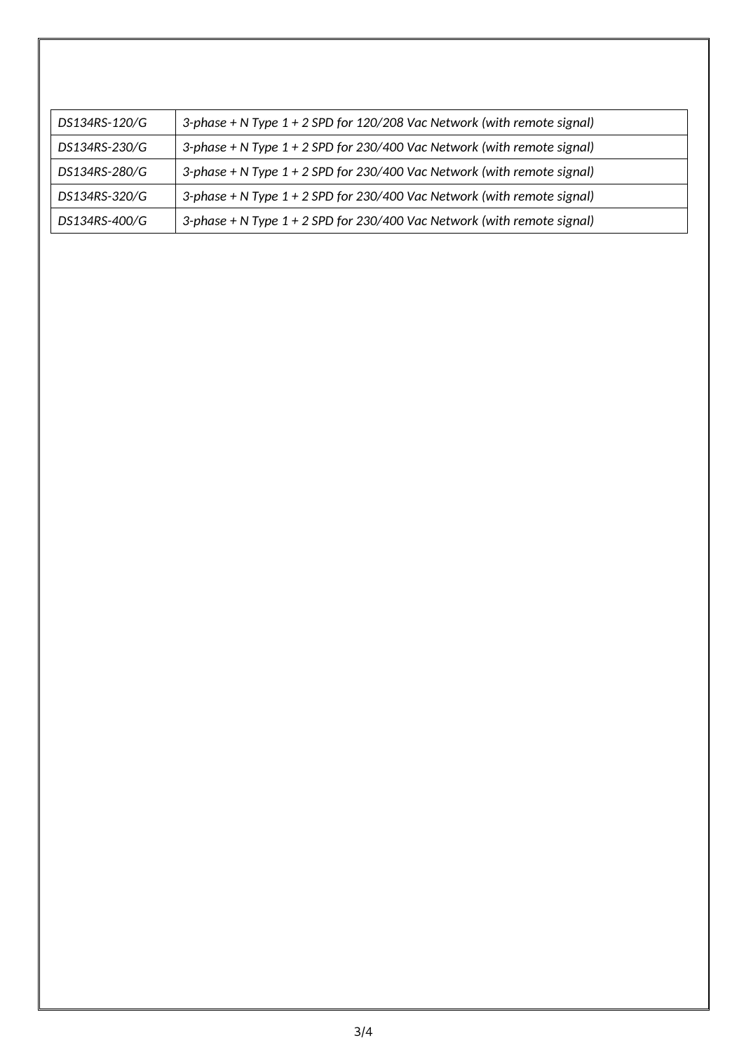| | |
|---|---|
| *DS134RS-120/G* | *3-phase + N Type 1 + 2 SPD for 120/208 Vac Network (with remote signal)* |
| *DS134RS-230/G* | *3-phase + N Type 1 + 2 SPD for 230/400 Vac Network (with remote signal)* |
| *DS134RS-280/G* | *3-phase + N Type 1 + 2 SPD for 230/400 Vac Network (with remote signal)* |
| *DS134RS-320/G* | *3-phase + N Type 1 + 2 SPD for 230/400 Vac Network (with remote signal)* |
| *DS134RS-400/G* | *3-phase + N Type 1 + 2 SPD for 230/400 Vac Network (with remote signal)* |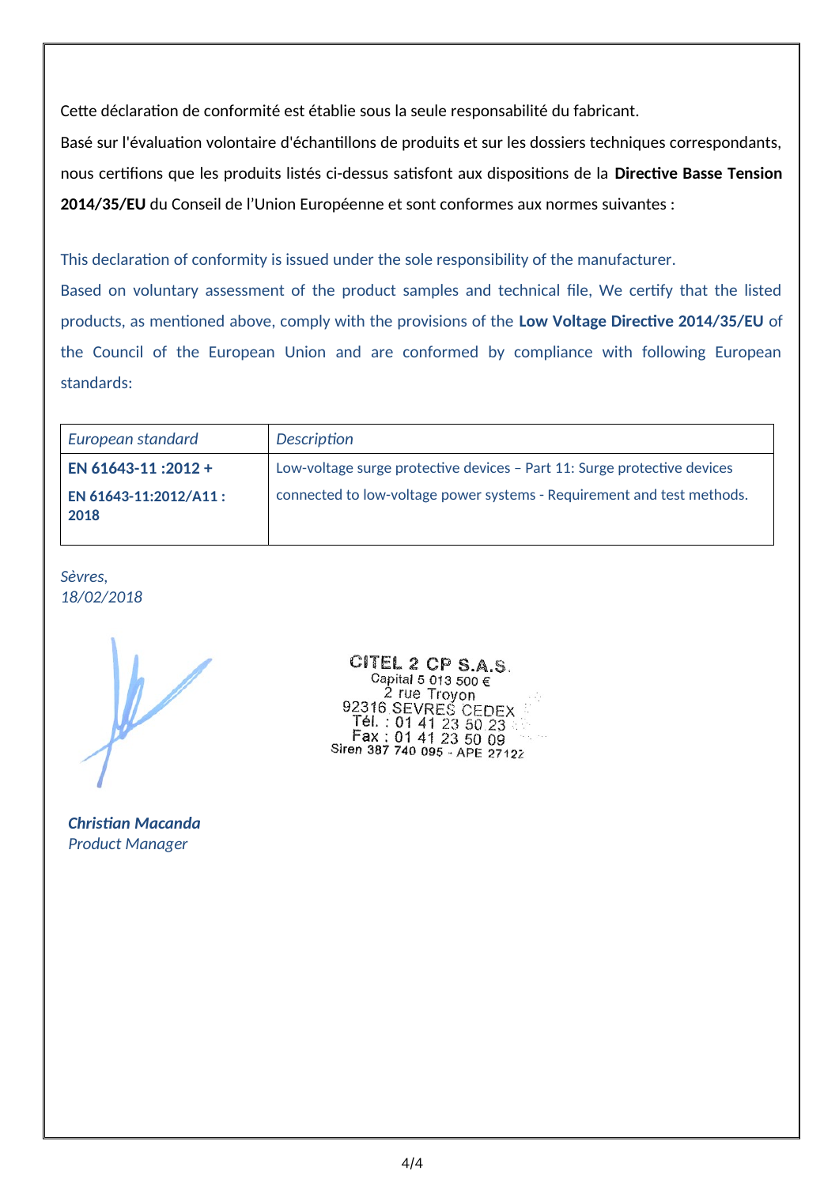Cette déclaration de conformité est établie sous la seule responsabilité du fabricant.

Basé sur l'évaluation volontaire d'échantillons de produits et sur les dossiers techniques correspondants, nous certifions que les produits listés ci-dessus satisfont aux dispositions de la **Directive Basse Tension 2014/35/EU** du Conseil de l'Union Européenne et sont conformes aux normes suivantes :

This declaration of conformity is issued under the sole responsibility of the manufacturer.

Based on voluntary assessment of the product samples and technical file, We certify that the listed products, as mentioned above, comply with the provisions of the **Low Voltage Directive 2014/35/EU** of the Council of the European Union and are conformed by compliance with following European standards:

| *European standard* | *Description* |
|---|---|
| **EN 61643-11 :2012 +** **EN 61643-11:2012/A11 : 2018** | Low-voltage surge protective devices – Part 11: Surge protective devices connected to low-voltage power systems - Requirement and test methods. |

*Sèvres,*
*18/02/2018*

CITEL 2 CP S.A.S.
Capital 5 013 500 €
2 rue Troyon
92316 SEVRES CEDEX
Tél. : 01 41 23 50 23
Fax : 01 41 23 50 09
Siren 387 740 095 - APE 2712Z

***Christian Macanda***
*Product Manager*